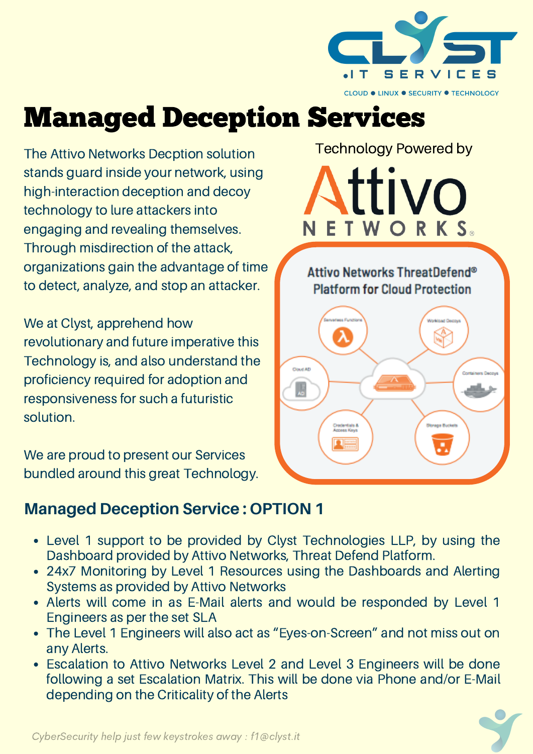CLYST .IT SERVICES

CLOUD ● LINUX ● SECURITY ● TECHNOLOGY

# Managed Deception Services

The Attivo Networks Decption solution stands guard inside your network, using high-interaction deception and decoy technology to lure attackers into engaging and revealing themselves. Through misdirection of the attack, organizations gain the advantage of time to detect, analyze, and stop an attacker.

We at Clyst, apprehend how revolutionary and future imperative this Technology is, and also understand the proficiency required for adoption and responsiveness for such a futuristic solution.

We are proud to present our Services bundled around this great Technology.

Technology Powered by

Attivo NETWORKS

Attivo Networks ThreatDefend® Platform for Cloud Protection

## Managed Deception Service : OPTION 1

- Level 1 support to be provided by Clyst Technologies LLP, by using the Dashboard provided by Attivo Networks, Threat Defend Platform.
- 24x7 Monitoring by Level 1 Resources using the Dashboards and Alerting Systems as provided by Attivo Networks
- Alerts will come in as E-Mail alerts and would be responded by Level 1 Engineers as per the set SLA
- The Level 1 Engineers will also act as “Eyes-on-Screen” and not miss out on any Alerts.
- Escalation to Attivo Networks Level 2 and Level 3 Engineers will be done following a set Escalation Matrix. This will be done via Phone and/or E-Mail depending on the Criticality of the Alerts

*CyberSecurity help just few keystrokes away : f1@clyst.it*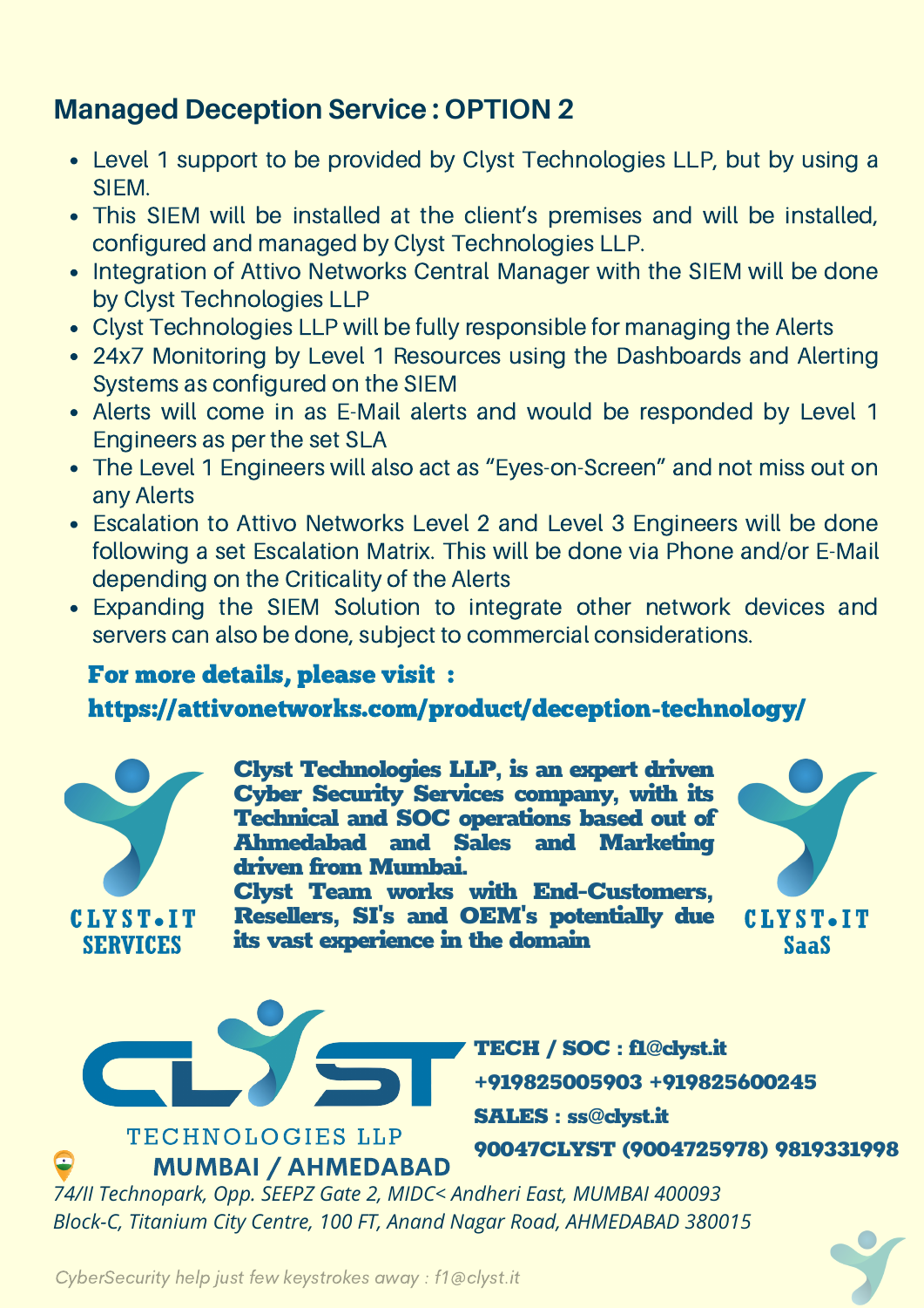## Managed Deception Service : OPTION 2

- Level 1 support to be provided by Clyst Technologies LLP, but by using a SIEM.
- This SIEM will be installed at the client's premises and will be installed, configured and managed by Clyst Technologies LLP.
- Integration of Attivo Networks Central Manager with the SIEM will be done by Clyst Technologies LLP
- Clyst Technologies LLP will be fully responsible for managing the Alerts
- 24x7 Monitoring by Level 1 Resources using the Dashboards and Alerting Systems as configured on the SIEM
- Alerts will come in as E-Mail alerts and would be responded by Level 1 Engineers as per the set SLA
- The Level 1 Engineers will also act as "Eyes-on-Screen" and not miss out on any Alerts
- Escalation to Attivo Networks Level 2 and Level 3 Engineers will be done following a set Escalation Matrix. This will be done via Phone and/or E-Mail depending on the Criticality of the Alerts
- Expanding the SIEM Solution to integrate other network devices and servers can also be done, subject to commercial considerations.

**For more details, please visit :**
**https://attivonetworks.com/product/deception-technology/**

CLYST.IT SERVICES

**Clyst Technologies LLP, is an expert driven Cyber Security Services company, with its Technical and SOC operations based out of Ahmedabad and Sales and Marketing driven from Mumbai.**
**Clyst Team works with End-Customers, Resellers, SI's and OEM's potentially due its vast experience in the domain**

CLYST.IT SaaS

CLYST TECHNOLOGIES LLP

**MUMBAI / AHMEDABAD**

**TECH / SOC : f1@clyst.it**
**+919825005903 +919825600245**
**SALES : ss@clyst.it**
**90047CLYST (9004725978) 9819331998**

*74/II Technopark, Opp. SEEPZ Gate 2, MIDC< Andheri East, MUMBAI 400093*
*Block-C, Titanium City Centre, 100 FT, Anand Nagar Road, AHMEDABAD 380015*

*CyberSecurity help just few keystrokes away : f1@clyst.it*